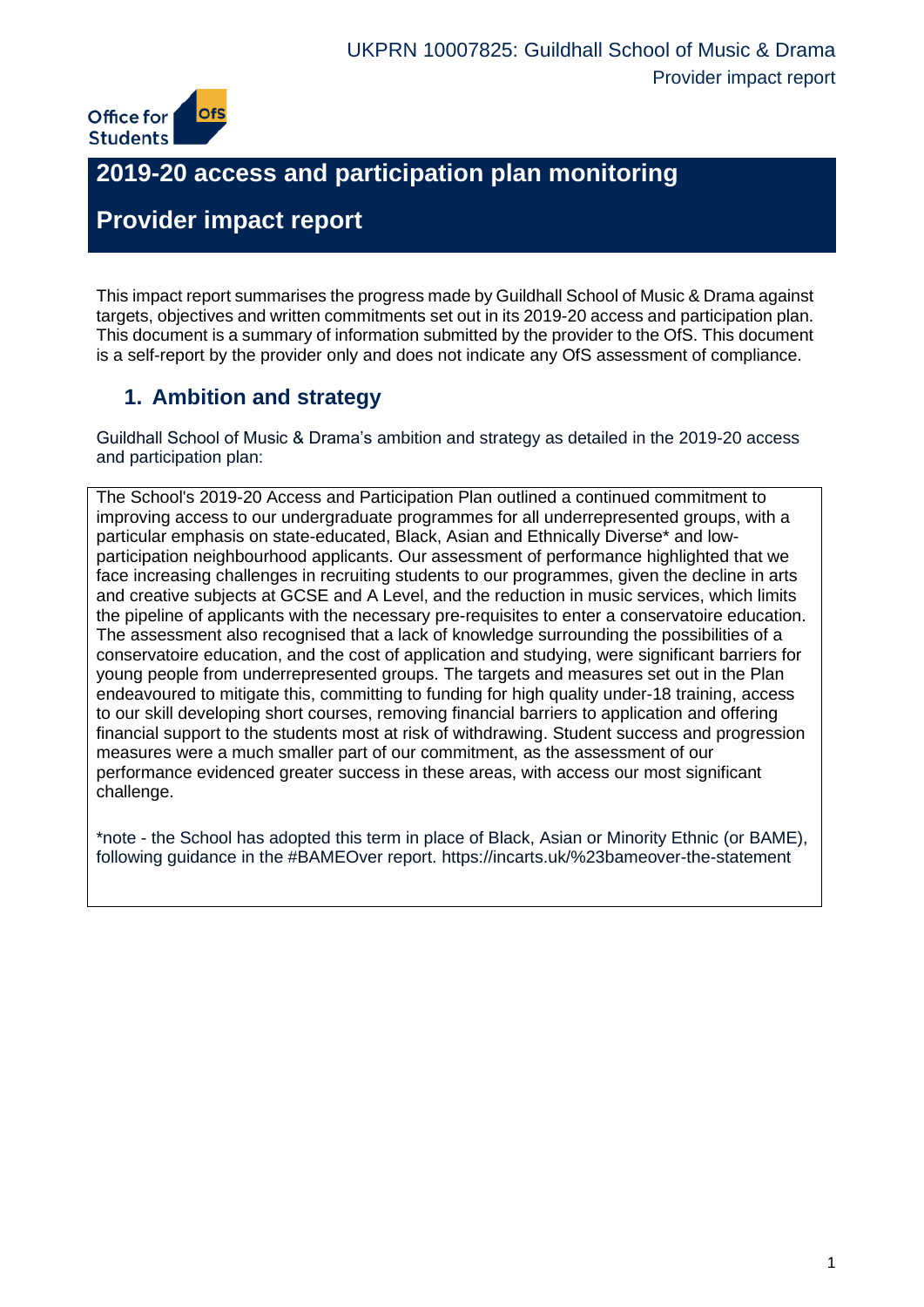# 2019-20 access and participation plan monitoring

# Provider impact report

This impact report summarises the progress made by Guildhall School of Music & Drama against targets, objectives and written commitments set out in its 2019-20 access and participation plan. This document is a summary of information submitted by the provider to the OfS. This document is a self-report by the provider only and does not indicate any OfS assessment of compliance.

## 1. Ambition and strategy

Guildhall School of Music & Drama's ambition and strategy as detailed in the 2019-20 access and participation plan:

The School's 2019-20 Access and Participation Plan outlined a continued commitment to improving access to our undergraduate programmes for all underrepresented groups, with a particular emphasis on state-educated, Black, Asian and Ethnically Diverse* and low-participation neighbourhood applicants. Our assessment of performance highlighted that we face increasing challenges in recruiting students to our programmes, given the decline in arts and creative subjects at GCSE and A Level, and the reduction in music services, which limits the pipeline of applicants with the necessary pre-requisites to enter a conservatoire education. The assessment also recognised that a lack of knowledge surrounding the possibilities of a conservatoire education, and the cost of application and studying, were significant barriers for young people from underrepresented groups. The targets and measures set out in the Plan endeavoured to mitigate this, committing to funding for high quality under-18 training, access to our skill developing short courses, removing financial barriers to application and offering financial support to the students most at risk of withdrawing. Student success and progression measures were a much smaller part of our commitment, as the assessment of our performance evidenced greater success in these areas, with access our most significant challenge.

*note - the School has adopted this term in place of Black, Asian or Minority Ethnic (or BAME), following guidance in the #BAMEOver report. https://incarts.uk/%23bameover-the-statement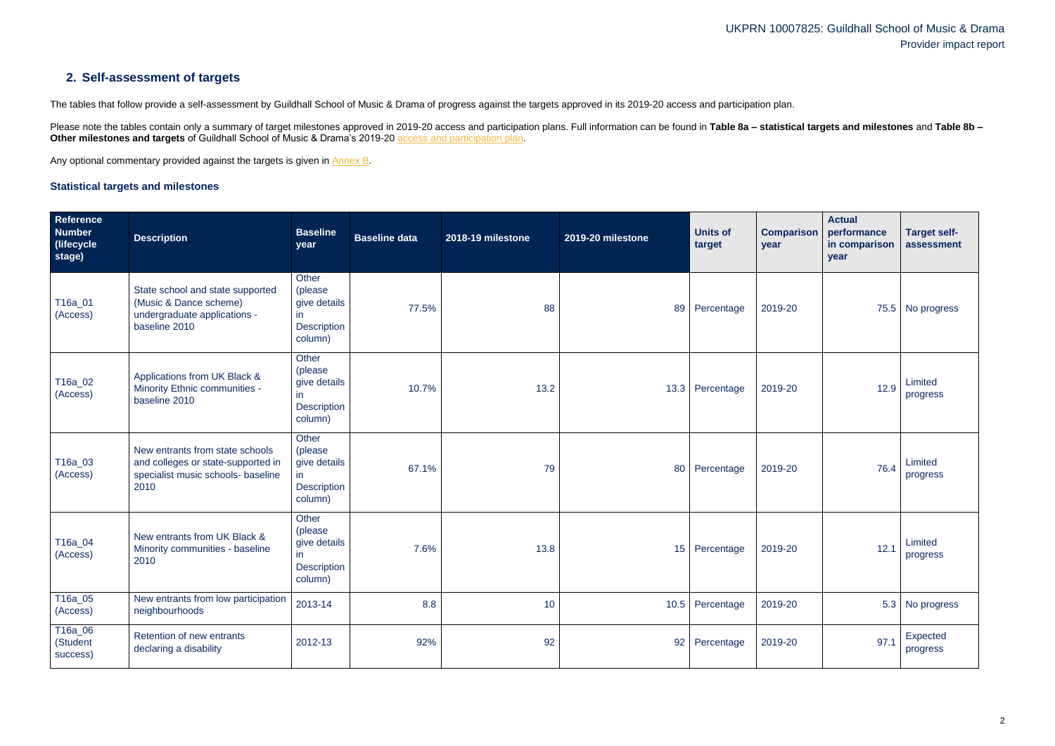## 2. Self-assessment of targets

The tables that follow provide a self-assessment by Guildhall School of Music & Drama of progress against the targets approved in its 2019-20 access and participation plan.

Please note the tables contain only a summary of target milestones approved in 2019-20 access and participation plans. Full information can be found in **Table 8a – statistical targets and milestones** and **Table 8b – Other milestones and targets** of Guildhall School of Music & Drama's 2019-20 access and participation plan.

Any optional commentary provided against the targets is given in Annex B.

### Statistical targets and milestones

| Reference Number (lifecycle stage) | Description | Baseline year | Baseline data | 2018-19 milestone | 2019-20 milestone | Units of target | Comparison year | Actual performance in comparison year | Target self-assessment |
|---|---|---|---|---|---|---|---|---|---|
| T16a_01 (Access) | State school and state supported (Music & Dance scheme) undergraduate applications - baseline 2010 | Other (please give details in Description column) | 77.5% | 88 | 89 | Percentage | 2019-20 | 75.5 | No progress |
| T16a_02 (Access) | Applications from UK Black & Minority Ethnic communities - baseline 2010 | Other (please give details in Description column) | 10.7% | 13.2 | 13.3 | Percentage | 2019-20 | 12.9 | Limited progress |
| T16a_03 (Access) | New entrants from state schools and colleges or state-supported in specialist music schools- baseline 2010 | Other (please give details in Description column) | 67.1% | 79 | 80 | Percentage | 2019-20 | 76.4 | Limited progress |
| T16a_04 (Access) | New entrants from UK Black & Minority communities - baseline 2010 | Other (please give details in Description column) | 7.6% | 13.8 | 15 | Percentage | 2019-20 | 12.1 | Limited progress |
| T16a_05 (Access) | New entrants from low participation neighbourhoods | 2013-14 | 8.8 | 10 | 10.5 | Percentage | 2019-20 | 5.3 | No progress |
| T16a_06 (Student success) | Retention of new entrants declaring a disability | 2012-13 | 92% | 92 | 92 | Percentage | 2019-20 | 97.1 | Expected progress |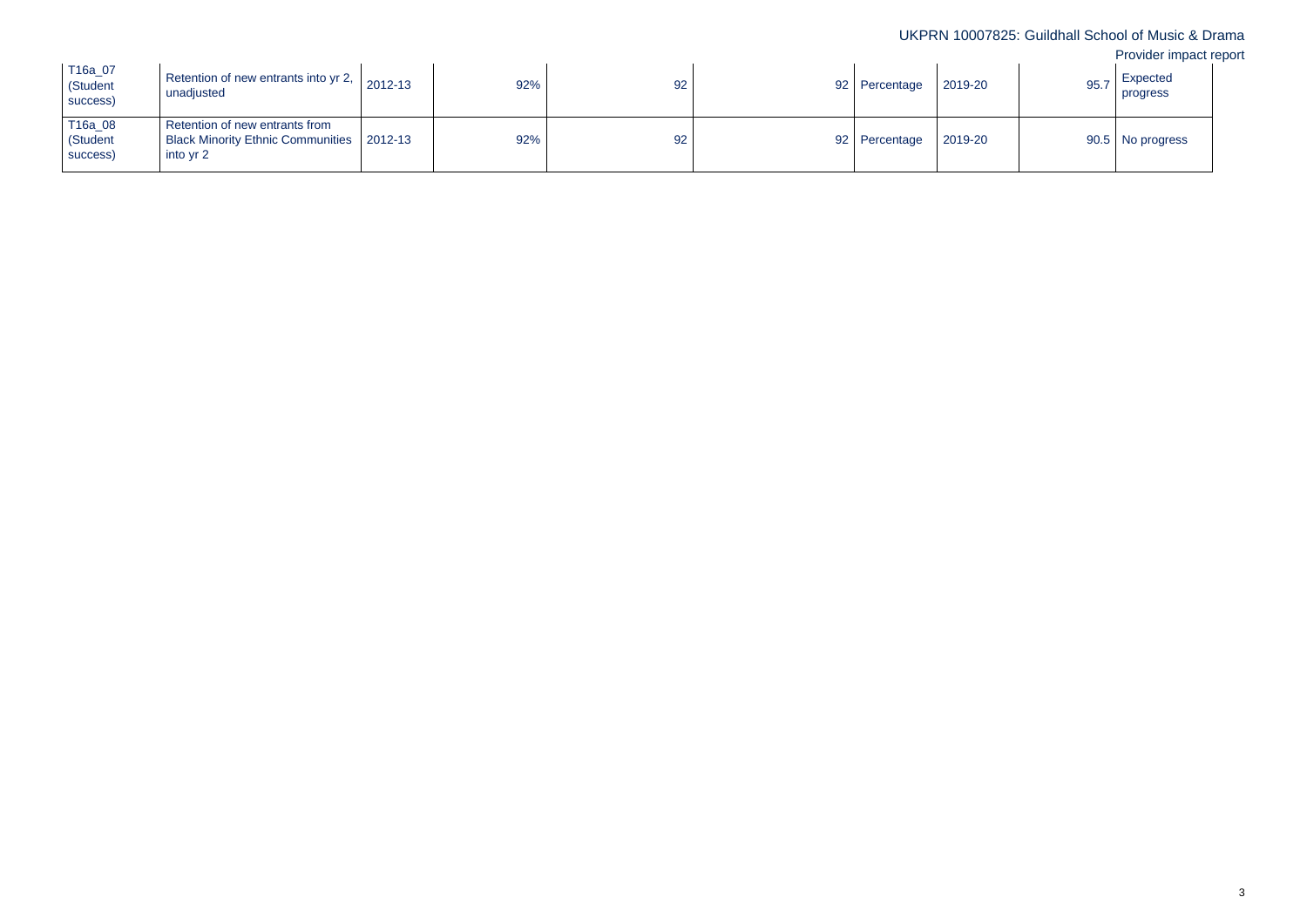| | | | | | | | | | |
|---|---|---|---|---|---|---|---|---|---|
| T16a_07 (Student success) | Retention of new entrants into yr 2, unadjusted | 2012-13 | 92% | 92 | 92 | Percentage | 2019-20 | 95.7 | Expected progress |
| T16a_08 (Student success) | Retention of new entrants from Black Minority Ethnic Communities into yr 2 | 2012-13 | 92% | 92 | 92 | Percentage | 2019-20 | 90.5 | No progress |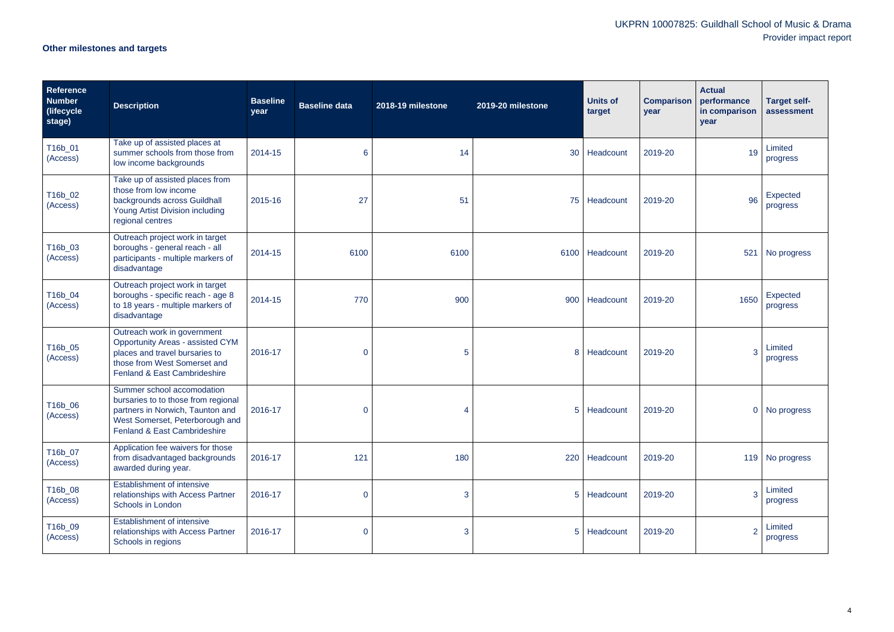## Other milestones and targets

| Reference Number (lifecycle stage) | Description | Baseline year | Baseline data | 2018-19 milestone | 2019-20 milestone | Units of target | Comparison year | Actual performance in comparison year | Target self-assessment |
|---|---|---|---|---|---|---|---|---|---|
| T16b_01 (Access) | Take up of assisted places at summer schools from those from low income backgrounds | 2014-15 | 6 | 14 | 30 | Headcount | 2019-20 | 19 | Limited progress |
| T16b_02 (Access) | Take up of assisted places from those from low income backgrounds across Guildhall Young Artist Division including regional centres | 2015-16 | 27 | 51 | 75 | Headcount | 2019-20 | 96 | Expected progress |
| T16b_03 (Access) | Outreach project work in target boroughs - general reach - all participants - multiple markers of disadvantage | 2014-15 | 6100 | 6100 | 6100 | Headcount | 2019-20 | 521 | No progress |
| T16b_04 (Access) | Outreach project work in target boroughs - specific reach - age 8 to 18 years - multiple markers of disadvantage | 2014-15 | 770 | 900 | 900 | Headcount | 2019-20 | 1650 | Expected progress |
| T16b_05 (Access) | Outreach work in government Opportunity Areas - assisted CYM places and travel bursaries to those from West Somerset and Fenland & East Cambridgeshire | 2016-17 | 0 | 5 | 8 | Headcount | 2019-20 | 3 | Limited progress |
| T16b_06 (Access) | Summer school accomodation bursaries to to those from regional partners in Norwich, Taunton and West Somerset, Peterborough and Fenland & East Cambridgeshire | 2016-17 | 0 | 4 | 5 | Headcount | 2019-20 | 0 | No progress |
| T16b_07 (Access) | Application fee waivers for those from disadvantaged backgrounds awarded during year. | 2016-17 | 121 | 180 | 220 | Headcount | 2019-20 | 119 | No progress |
| T16b_08 (Access) | Establishment of intensive relationships with Access Partner Schools in London | 2016-17 | 0 | 3 | 5 | Headcount | 2019-20 | 3 | Limited progress |
| T16b_09 (Access) | Establishment of intensive relationships with Access Partner Schools in regions | 2016-17 | 0 | 3 | 5 | Headcount | 2019-20 | 2 | Limited progress |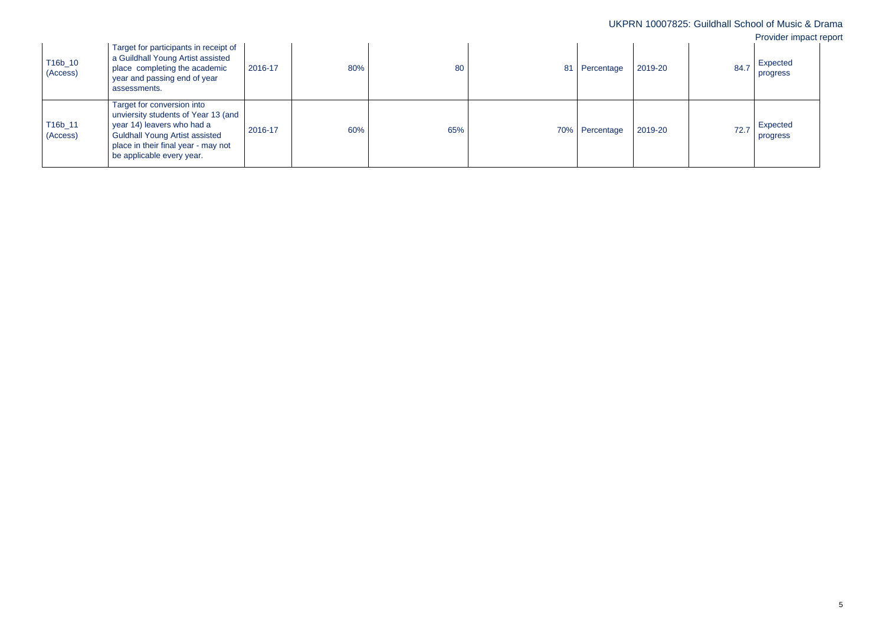| | | | | | | | | | |
|---|---|---|---|---|---|---|---|---|---|
| T16b_10 (Access) | Target for participants in receipt of a Guildhall Young Artist assisted place completing the academic year and passing end of year assessments. | 2016-17 | 80% | 80 | 81 | Percentage | 2019-20 | 84.7 | Expected progress |
| T16b_11 (Access) | Target for conversion into unviersity students of Year 13 (and year 14) leavers who had a Guldhall Young Artist assisted place in their final year - may not be applicable every year. | 2016-17 | 60% | 65% | 70% | Percentage | 2019-20 | 72.7 | Expected progress |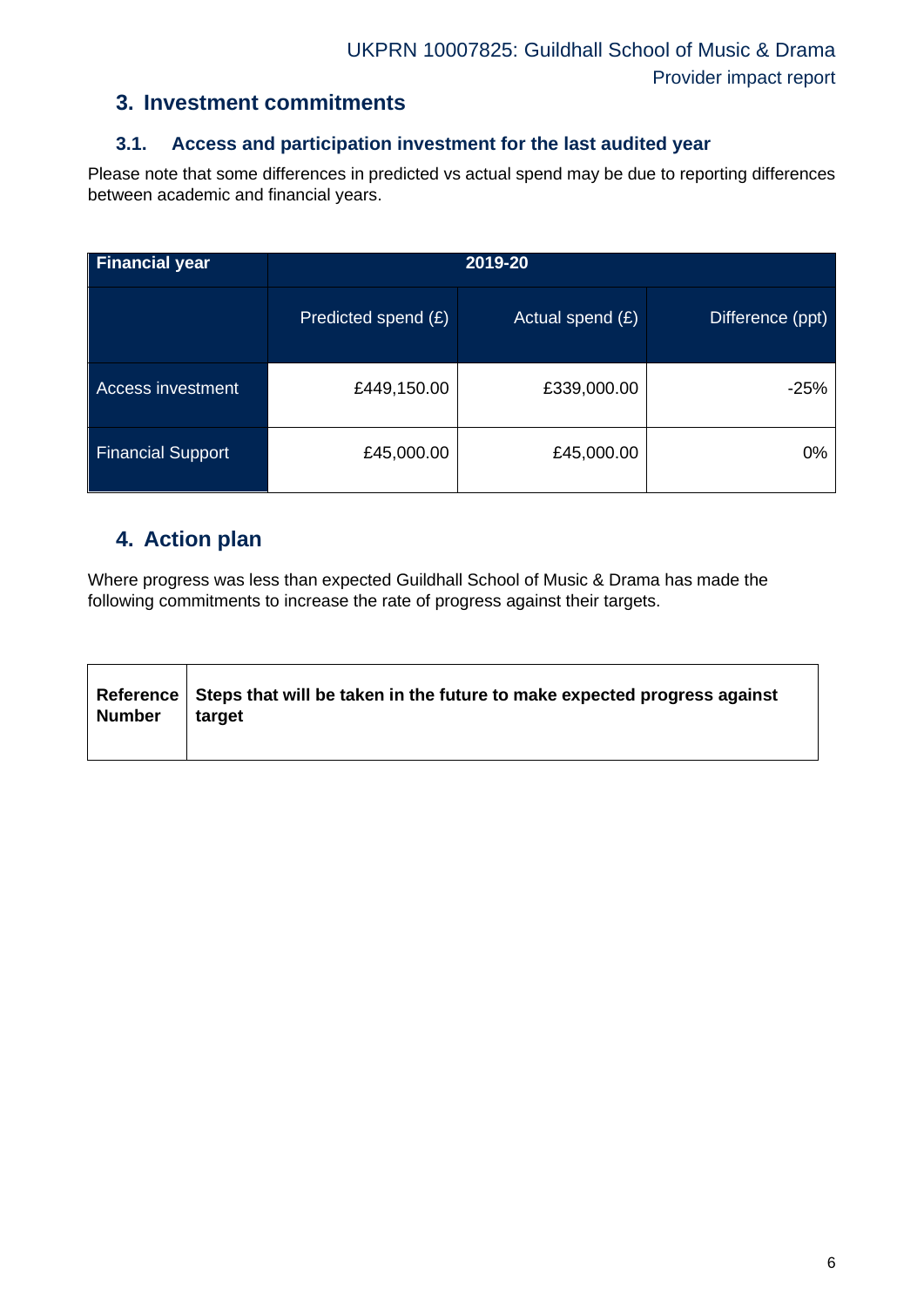## 3. Investment commitments

### 3.1. Access and participation investment for the last audited year

Please note that some differences in predicted vs actual spend may be due to reporting differences between academic and financial years.

| Financial year | 2019-20 | | |
|---|---|---|---|
| | Predicted spend (£) | Actual spend (£) | Difference (ppt) |
| Access investment | £449,150.00 | £339,000.00 | -25% |
| Financial Support | £45,000.00 | £45,000.00 | 0% |

## 4. Action plan

Where progress was less than expected Guildhall School of Music & Drama has made the following commitments to increase the rate of progress against their targets.

| Reference Number | Steps that will be taken in the future to make expected progress against target |
|---|---|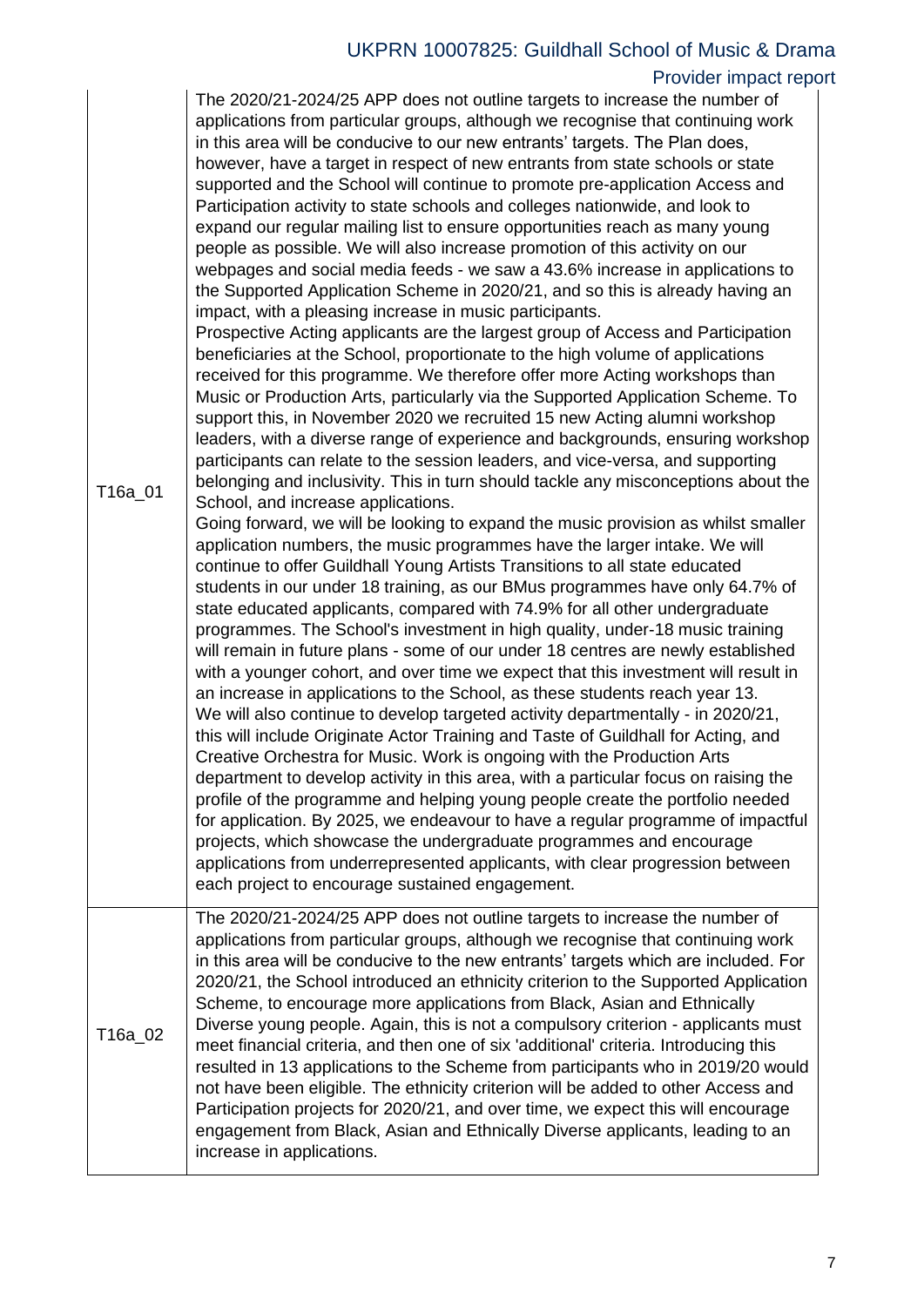| | |
|---|---|
| T16a_01 | The 2020/21-2024/25 APP does not outline targets to increase the number of applications from particular groups, although we recognise that continuing work in this area will be conducive to our new entrants' targets. The Plan does, however, have a target in respect of new entrants from state schools or state supported and the School will continue to promote pre-application Access and Participation activity to state schools and colleges nationwide, and look to expand our regular mailing list to ensure opportunities reach as many young people as possible. We will also increase promotion of this activity on our webpages and social media feeds - we saw a 43.6% increase in applications to the Supported Application Scheme in 2020/21, and so this is already having an impact, with a pleasing increase in music participants.<br>Prospective Acting applicants are the largest group of Access and Participation beneficiaries at the School, proportionate to the high volume of applications received for this programme. We therefore offer more Acting workshops than Music or Production Arts, particularly via the Supported Application Scheme. To support this, in November 2020 we recruited 15 new Acting alumni workshop leaders, with a diverse range of experience and backgrounds, ensuring workshop participants can relate to the session leaders, and vice-versa, and supporting belonging and inclusivity. This in turn should tackle any misconceptions about the School, and increase applications.<br>Going forward, we will be looking to expand the music provision as whilst smaller application numbers, the music programmes have the larger intake. We will continue to offer Guildhall Young Artists Transitions to all state educated students in our under 18 training, as our BMus programmes have only 64.7% of state educated applicants, compared with 74.9% for all other undergraduate programmes. The School's investment in high quality, under-18 music training will remain in future plans - some of our under 18 centres are newly established with a younger cohort, and over time we expect that this investment will result in an increase in applications to the School, as these students reach year 13.<br>We will also continue to develop targeted activity departmentally - in 2020/21, this will include Originate Actor Training and Taste of Guildhall for Acting, and Creative Orchestra for Music. Work is ongoing with the Production Arts department to develop activity in this area, with a particular focus on raising the profile of the programme and helping young people create the portfolio needed for application. By 2025, we endeavour to have a regular programme of impactful projects, which showcase the undergraduate programmes and encourage applications from underrepresented applicants, with clear progression between each project to encourage sustained engagement. |
| T16a_02 | The 2020/21-2024/25 APP does not outline targets to increase the number of applications from particular groups, although we recognise that continuing work in this area will be conducive to the new entrants' targets which are included. For 2020/21, the School introduced an ethnicity criterion to the Supported Application Scheme, to encourage more applications from Black, Asian and Ethnically Diverse young people. Again, this is not a compulsory criterion - applicants must meet financial criteria, and then one of six 'additional' criteria. Introducing this resulted in 13 applications to the Scheme from participants who in 2019/20 would not have been eligible. The ethnicity criterion will be added to other Access and Participation projects for 2020/21, and over time, we expect this will encourage engagement from Black, Asian and Ethnically Diverse applicants, leading to an increase in applications. |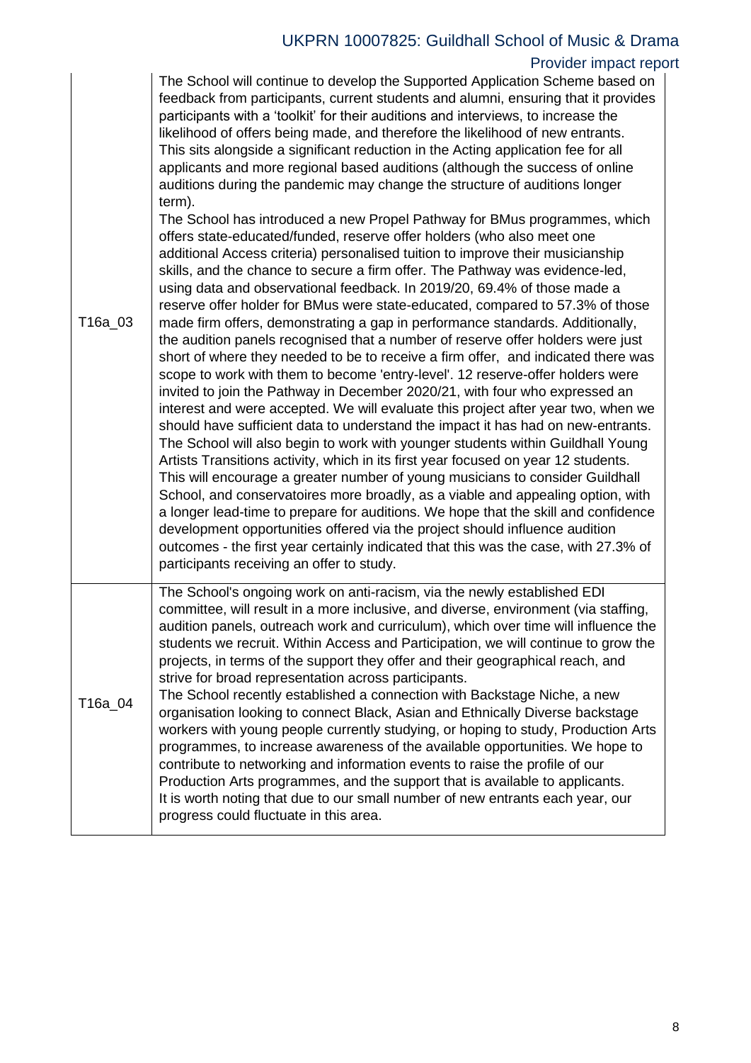| | |
|---|---|
| T16a_03 | The School will continue to develop the Supported Application Scheme based on feedback from participants, current students and alumni, ensuring that it provides participants with a 'toolkit' for their auditions and interviews, to increase the likelihood of offers being made, and therefore the likelihood of new entrants. This sits alongside a significant reduction in the Acting application fee for all applicants and more regional based auditions (although the success of online auditions during the pandemic may change the structure of auditions longer term).<br>The School has introduced a new Propel Pathway for BMus programmes, which offers state-educated/funded, reserve offer holders (who also meet one additional Access criteria) personalised tuition to improve their musicianship skills, and the chance to secure a firm offer. The Pathway was evidence-led, using data and observational feedback. In 2019/20, 69.4% of those made a reserve offer holder for BMus were state-educated, compared to 57.3% of those made firm offers, demonstrating a gap in performance standards. Additionally, the audition panels recognised that a number of reserve offer holders were just short of where they needed to be to receive a firm offer, and indicated there was scope to work with them to become 'entry-level'. 12 reserve-offer holders were invited to join the Pathway in December 2020/21, with four who expressed an interest and were accepted. We will evaluate this project after year two, when we should have sufficient data to understand the impact it has had on new-entrants.<br>The School will also begin to work with younger students within Guildhall Young Artists Transitions activity, which in its first year focused on year 12 students. This will encourage a greater number of young musicians to consider Guildhall School, and conservatoires more broadly, as a viable and appealing option, with a longer lead-time to prepare for auditions. We hope that the skill and confidence development opportunities offered via the project should influence audition outcomes - the first year certainly indicated that this was the case, with 27.3% of participants receiving an offer to study. |
| T16a_04 | The School's ongoing work on anti-racism, via the newly established EDI committee, will result in a more inclusive, and diverse, environment (via staffing, audition panels, outreach work and curriculum), which over time will influence the students we recruit. Within Access and Participation, we will continue to grow the projects, in terms of the support they offer and their geographical reach, and strive for broad representation across participants.<br>The School recently established a connection with Backstage Niche, a new organisation looking to connect Black, Asian and Ethnically Diverse backstage workers with young people currently studying, or hoping to study, Production Arts programmes, to increase awareness of the available opportunities. We hope to contribute to networking and information events to raise the profile of our Production Arts programmes, and the support that is available to applicants.<br>It is worth noting that due to our small number of new entrants each year, our progress could fluctuate in this area. |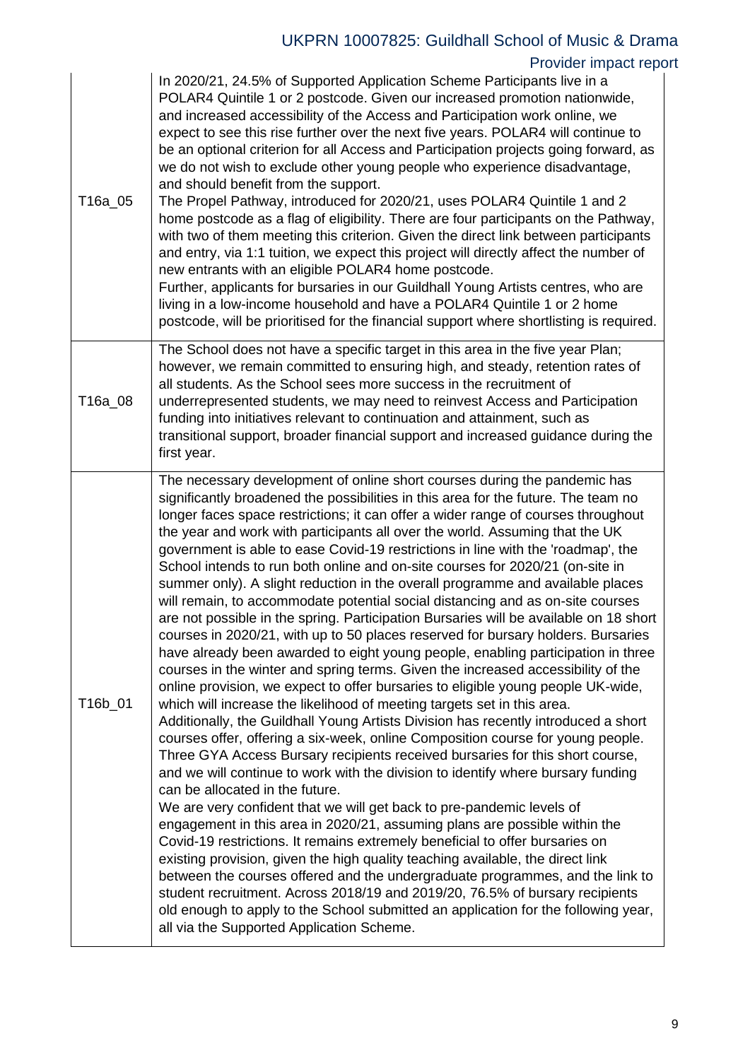| | |
|---|---|
| T16a_05 | In 2020/21, 24.5% of Supported Application Scheme Participants live in a POLAR4 Quintile 1 or 2 postcode. Given our increased promotion nationwide, and increased accessibility of the Access and Participation work online, we expect to see this rise further over the next five years. POLAR4 will continue to be an optional criterion for all Access and Participation projects going forward, as we do not wish to exclude other young people who experience disadvantage, and should benefit from the support.<br>The Propel Pathway, introduced for 2020/21, uses POLAR4 Quintile 1 and 2 home postcode as a flag of eligibility. There are four participants on the Pathway, with two of them meeting this criterion. Given the direct link between participants and entry, via 1:1 tuition, we expect this project will directly affect the number of new entrants with an eligible POLAR4 home postcode.<br>Further, applicants for bursaries in our Guildhall Young Artists centres, who are living in a low-income household and have a POLAR4 Quintile 1 or 2 home postcode, will be prioritised for the financial support where shortlisting is required. |
| T16a_08 | The School does not have a specific target in this area in the five year Plan; however, we remain committed to ensuring high, and steady, retention rates of all students. As the School sees more success in the recruitment of underrepresented students, we may need to reinvest Access and Participation funding into initiatives relevant to continuation and attainment, such as transitional support, broader financial support and increased guidance during the first year. |
| T16b_01 | The necessary development of online short courses during the pandemic has significantly broadened the possibilities in this area for the future. The team no longer faces space restrictions; it can offer a wider range of courses throughout the year and work with participants all over the world. Assuming that the UK government is able to ease Covid-19 restrictions in line with the 'roadmap', the School intends to run both online and on-site courses for 2020/21 (on-site in summer only). A slight reduction in the overall programme and available places will remain, to accommodate potential social distancing and as on-site courses are not possible in the spring. Participation Bursaries will be available on 18 short courses in 2020/21, with up to 50 places reserved for bursary holders. Bursaries have already been awarded to eight young people, enabling participation in three courses in the winter and spring terms. Given the increased accessibility of the online provision, we expect to offer bursaries to eligible young people UK-wide, which will increase the likelihood of meeting targets set in this area.<br>Additionally, the Guildhall Young Artists Division has recently introduced a short courses offer, offering a six-week, online Composition course for young people. Three GYA Access Bursary recipients received bursaries for this short course, and we will continue to work with the division to identify where bursary funding can be allocated in the future.<br>We are very confident that we will get back to pre-pandemic levels of engagement in this area in 2020/21, assuming plans are possible within the Covid-19 restrictions. It remains extremely beneficial to offer bursaries on existing provision, given the high quality teaching available, the direct link between the courses offered and the undergraduate programmes, and the link to student recruitment. Across 2018/19 and 2019/20, 76.5% of bursary recipients old enough to apply to the School submitted an application for the following year, all via the Supported Application Scheme. |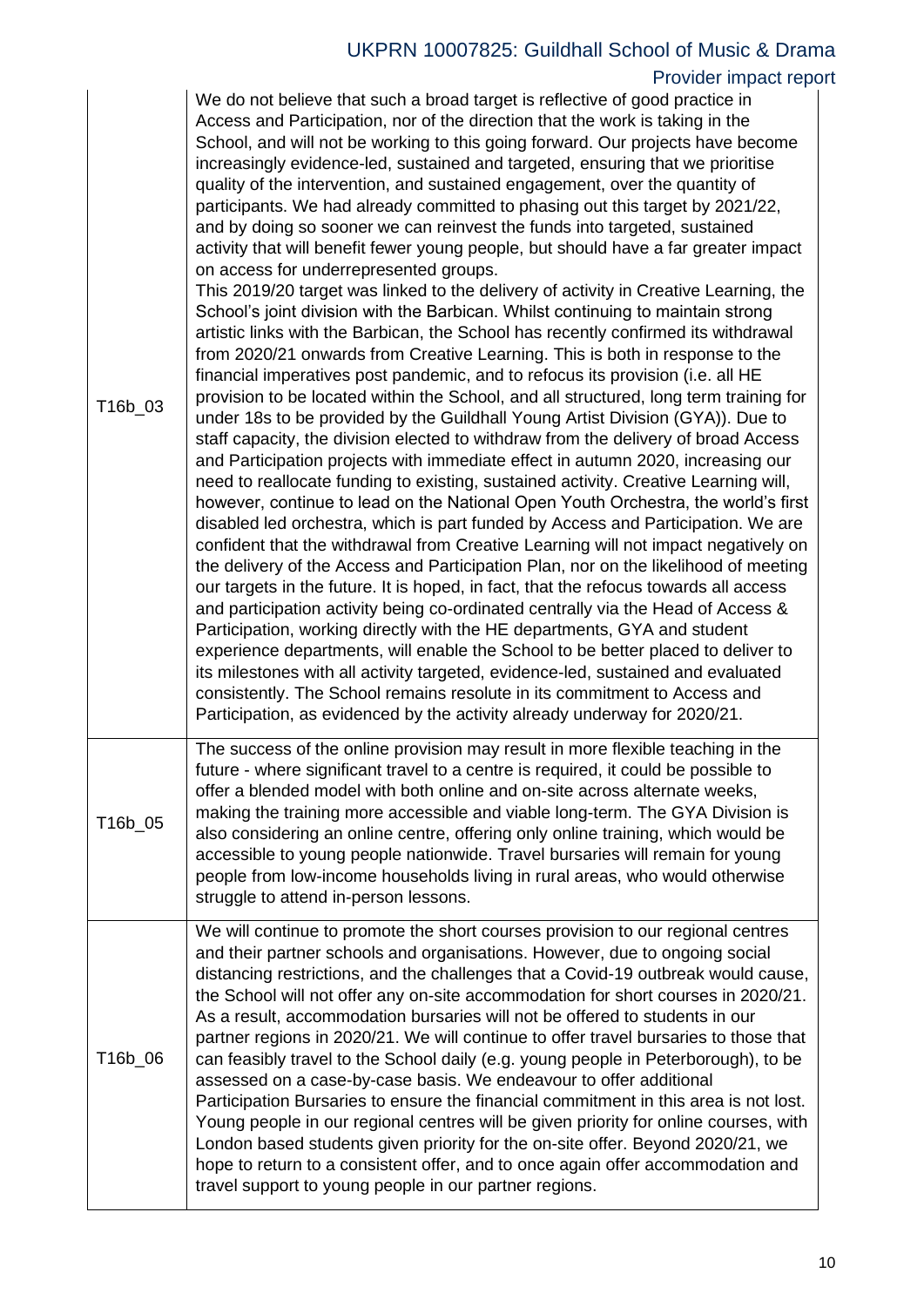| | |
|---|---|
| T16b_03 | We do not believe that such a broad target is reflective of good practice in Access and Participation, nor of the direction that the work is taking in the School, and will not be working to this going forward. Our projects have become increasingly evidence-led, sustained and targeted, ensuring that we prioritise quality of the intervention, and sustained engagement, over the quantity of participants. We had already committed to phasing out this target by 2021/22, and by doing so sooner we can reinvest the funds into targeted, sustained activity that will benefit fewer young people, but should have a far greater impact on access for underrepresented groups.<br>This 2019/20 target was linked to the delivery of activity in Creative Learning, the School's joint division with the Barbican. Whilst continuing to maintain strong artistic links with the Barbican, the School has recently confirmed its withdrawal from 2020/21 onwards from Creative Learning. This is both in response to the financial imperatives post pandemic, and to refocus its provision (i.e. all HE provision to be located within the School, and all structured, long term training for under 18s to be provided by the Guildhall Young Artist Division (GYA)). Due to staff capacity, the division elected to withdraw from the delivery of broad Access and Participation projects with immediate effect in autumn 2020, increasing our need to reallocate funding to existing, sustained activity. Creative Learning will, however, continue to lead on the National Open Youth Orchestra, the world's first disabled led orchestra, which is part funded by Access and Participation. We are confident that the withdrawal from Creative Learning will not impact negatively on the delivery of the Access and Participation Plan, nor on the likelihood of meeting our targets in the future. It is hoped, in fact, that the refocus towards all access and participation activity being co-ordinated centrally via the Head of Access & Participation, working directly with the HE departments, GYA and student experience departments, will enable the School to be better placed to deliver to its milestones with all activity targeted, evidence-led, sustained and evaluated consistently. The School remains resolute in its commitment to Access and Participation, as evidenced by the activity already underway for 2020/21. |
| T16b_05 | The success of the online provision may result in more flexible teaching in the future - where significant travel to a centre is required, it could be possible to offer a blended model with both online and on-site across alternate weeks, making the training more accessible and viable long-term. The GYA Division is also considering an online centre, offering only online training, which would be accessible to young people nationwide. Travel bursaries will remain for young people from low-income households living in rural areas, who would otherwise struggle to attend in-person lessons. |
| T16b_06 | We will continue to promote the short courses provision to our regional centres and their partner schools and organisations. However, due to ongoing social distancing restrictions, and the challenges that a Covid-19 outbreak would cause, the School will not offer any on-site accommodation for short courses in 2020/21. As a result, accommodation bursaries will not be offered to students in our partner regions in 2020/21. We will continue to offer travel bursaries to those that can feasibly travel to the School daily (e.g. young people in Peterborough), to be assessed on a case-by-case basis. We endeavour to offer additional Participation Bursaries to ensure the financial commitment in this area is not lost. Young people in our regional centres will be given priority for online courses, with London based students given priority for the on-site offer. Beyond 2020/21, we hope to return to a consistent offer, and to once again offer accommodation and travel support to young people in our partner regions. |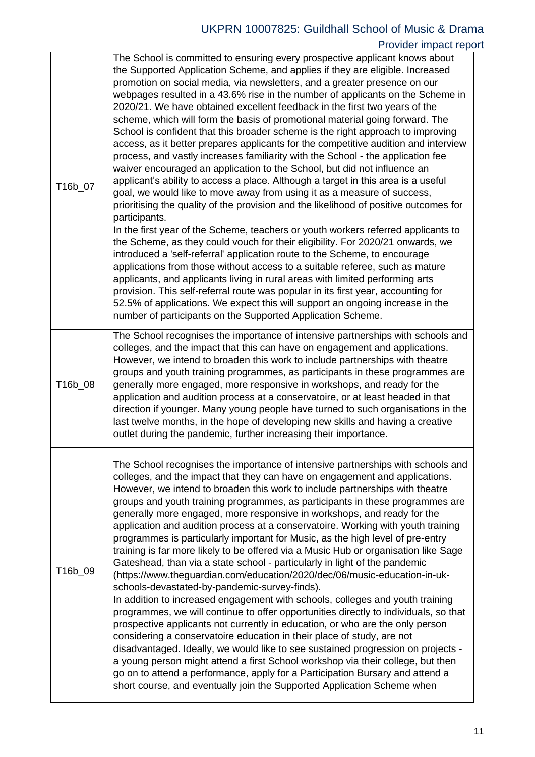| | |
|---|---|
| T16b_07 | The School is committed to ensuring every prospective applicant knows about the Supported Application Scheme, and applies if they are eligible. Increased promotion on social media, via newsletters, and a greater presence on our webpages resulted in a 43.6% rise in the number of applicants on the Scheme in 2020/21. We have obtained excellent feedback in the first two years of the scheme, which will form the basis of promotional material going forward. The School is confident that this broader scheme is the right approach to improving access, as it better prepares applicants for the competitive audition and interview process, and vastly increases familiarity with the School - the application fee waiver encouraged an application to the School, but did not influence an applicant's ability to access a place. Although a target in this area is a useful goal, we would like to move away from using it as a measure of success, prioritising the quality of the provision and the likelihood of positive outcomes for participants.<br>In the first year of the Scheme, teachers or youth workers referred applicants to the Scheme, as they could vouch for their eligibility. For 2020/21 onwards, we introduced a 'self-referral' application route to the Scheme, to encourage applications from those without access to a suitable referee, such as mature applicants, and applicants living in rural areas with limited performing arts provision. This self-referral route was popular in its first year, accounting for 52.5% of applications. We expect this will support an ongoing increase in the number of participants on the Supported Application Scheme. |
| T16b_08 | The School recognises the importance of intensive partnerships with schools and colleges, and the impact that this can have on engagement and applications. However, we intend to broaden this work to include partnerships with theatre groups and youth training programmes, as participants in these programmes are generally more engaged, more responsive in workshops, and ready for the application and audition process at a conservatoire, or at least headed in that direction if younger. Many young people have turned to such organisations in the last twelve months, in the hope of developing new skills and having a creative outlet during the pandemic, further increasing their importance. |
| T16b_09 | The School recognises the importance of intensive partnerships with schools and colleges, and the impact that they can have on engagement and applications. However, we intend to broaden this work to include partnerships with theatre groups and youth training programmes, as participants in these programmes are generally more engaged, more responsive in workshops, and ready for the application and audition process at a conservatoire. Working with youth training programmes is particularly important for Music, as the high level of pre-entry training is far more likely to be offered via a Music Hub or organisation like Sage Gateshead, than via a state school - particularly in light of the pandemic (https://www.theguardian.com/education/2020/dec/06/music-education-in-uk-schools-devastated-by-pandemic-survey-finds).<br>In addition to increased engagement with schools, colleges and youth training programmes, we will continue to offer opportunities directly to individuals, so that prospective applicants not currently in education, or who are the only person considering a conservatoire education in their place of study, are not disadvantaged. Ideally, we would like to see sustained progression on projects - a young person might attend a first School workshop via their college, but then go on to attend a performance, apply for a Participation Bursary and attend a short course, and eventually join the Supported Application Scheme when |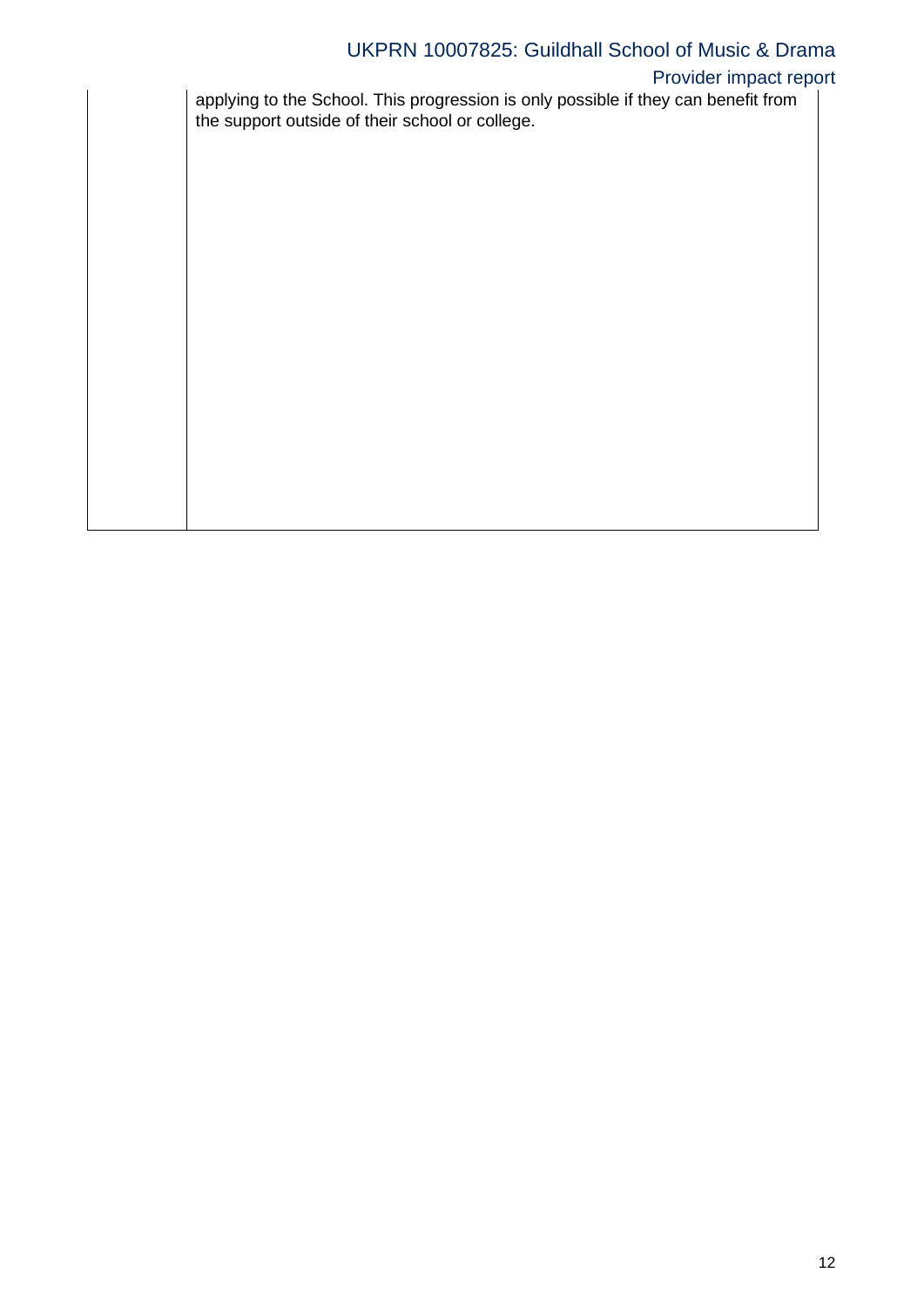| | |
|---|---|
| | applying to the School. This progression is only possible if they can benefit from the support outside of their school or college. |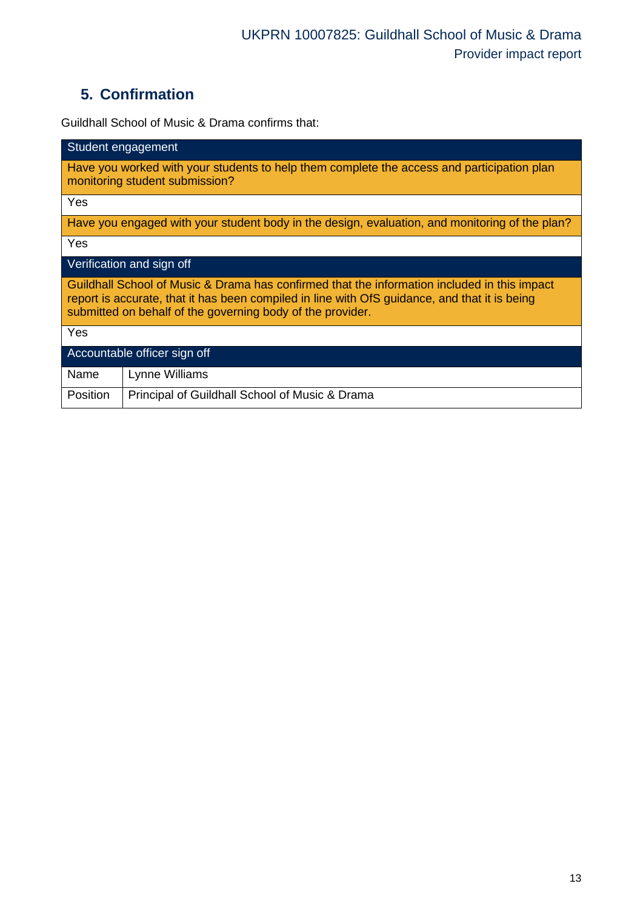## 5. Confirmation

Guildhall School of Music & Drama confirms that:

| Student engagement | |
|---|---|
| Have you worked with your students to help them complete the access and participation plan monitoring student submission? | |
| Yes | |
| Have you engaged with your student body in the design, evaluation, and monitoring of the plan? | |
| Yes | |
| **Verification and sign off** | |
| Guildhall School of Music & Drama has confirmed that the information included in this impact report is accurate, that it has been compiled in line with OfS guidance, and that it is being submitted on behalf of the governing body of the provider. | |
| Yes | |
| **Accountable officer sign off** | |
| Name | Lynne Williams |
| Position | Principal of Guildhall School of Music & Drama |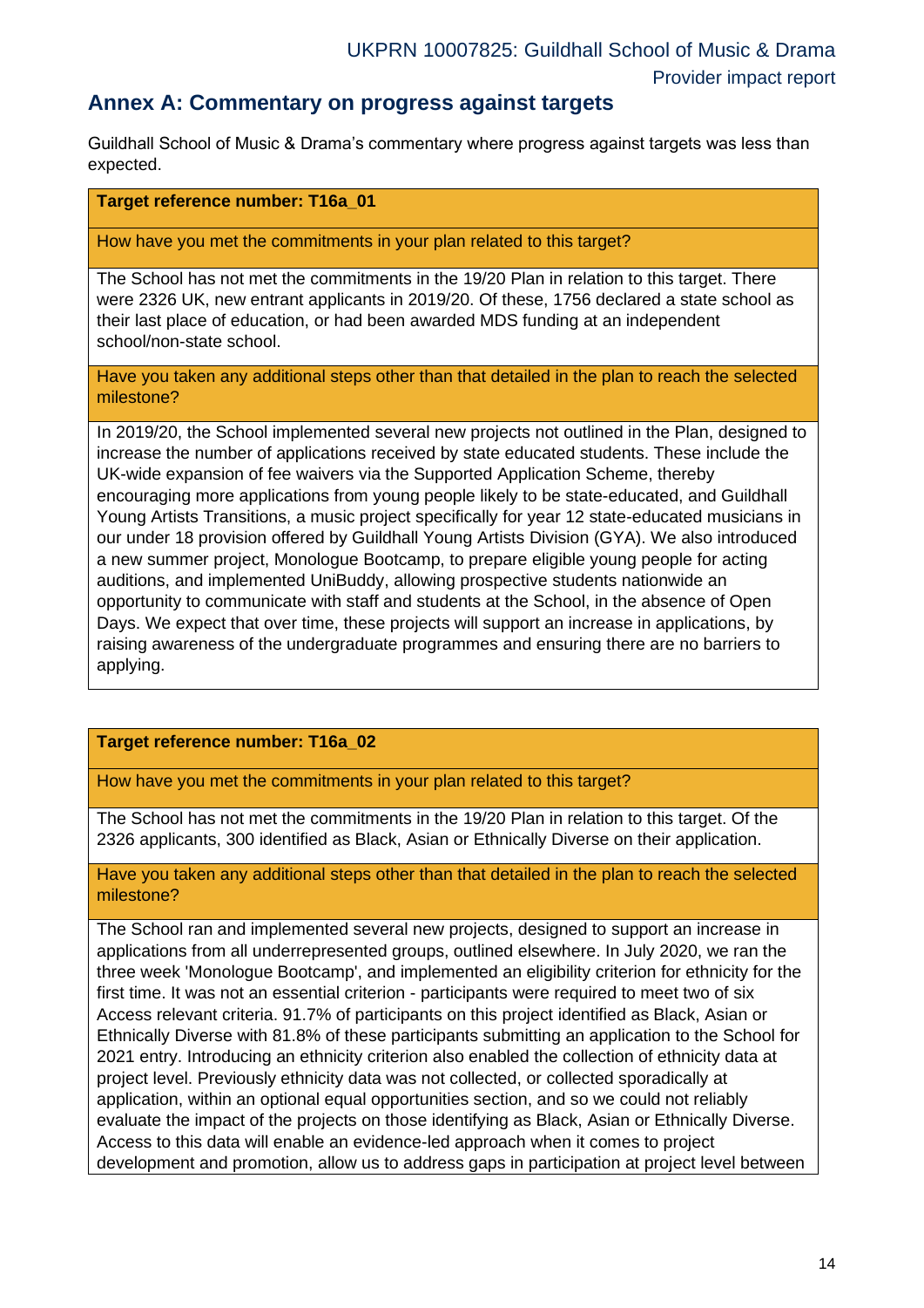## Annex A: Commentary on progress against targets

Guildhall School of Music & Drama's commentary where progress against targets was less than expected.

| **Target reference number: T16a_01** |
| --- |
| How have you met the commitments in your plan related to this target? |
| The School has not met the commitments in the 19/20 Plan in relation to this target. There were 2326 UK, new entrant applicants in 2019/20. Of these, 1756 declared a state school as their last place of education, or had been awarded MDS funding at an independent school/non-state school. |
| Have you taken any additional steps other than that detailed in the plan to reach the selected milestone? |
| In 2019/20, the School implemented several new projects not outlined in the Plan, designed to increase the number of applications received by state educated students. These include the UK-wide expansion of fee waivers via the Supported Application Scheme, thereby encouraging more applications from young people likely to be state-educated, and Guildhall Young Artists Transitions, a music project specifically for year 12 state-educated musicians in our under 18 provision offered by Guildhall Young Artists Division (GYA). We also introduced a new summer project, Monologue Bootcamp, to prepare eligible young people for acting auditions, and implemented UniBuddy, allowing prospective students nationwide an opportunity to communicate with staff and students at the School, in the absence of Open Days. We expect that over time, these projects will support an increase in applications, by raising awareness of the undergraduate programmes and ensuring there are no barriers to applying. |

| **Target reference number: T16a_02** |
| --- |
| How have you met the commitments in your plan related to this target? |
| The School has not met the commitments in the 19/20 Plan in relation to this target. Of the 2326 applicants, 300 identified as Black, Asian or Ethnically Diverse on their application. |
| Have you taken any additional steps other than that detailed in the plan to reach the selected milestone? |
| The School ran and implemented several new projects, designed to support an increase in applications from all underrepresented groups, outlined elsewhere. In July 2020, we ran the three week 'Monologue Bootcamp', and implemented an eligibility criterion for ethnicity for the first time. It was not an essential criterion - participants were required to meet two of six Access relevant criteria. 91.7% of participants on this project identified as Black, Asian or Ethnically Diverse with 81.8% of these participants submitting an application to the School for 2021 entry. Introducing an ethnicity criterion also enabled the collection of ethnicity data at project level. Previously ethnicity data was not collected, or collected sporadically at application, within an optional equal opportunities section, and so we could not reliably evaluate the impact of the projects on those identifying as Black, Asian or Ethnically Diverse. Access to this data will enable an evidence-led approach when it comes to project development and promotion, allow us to address gaps in participation at project level between |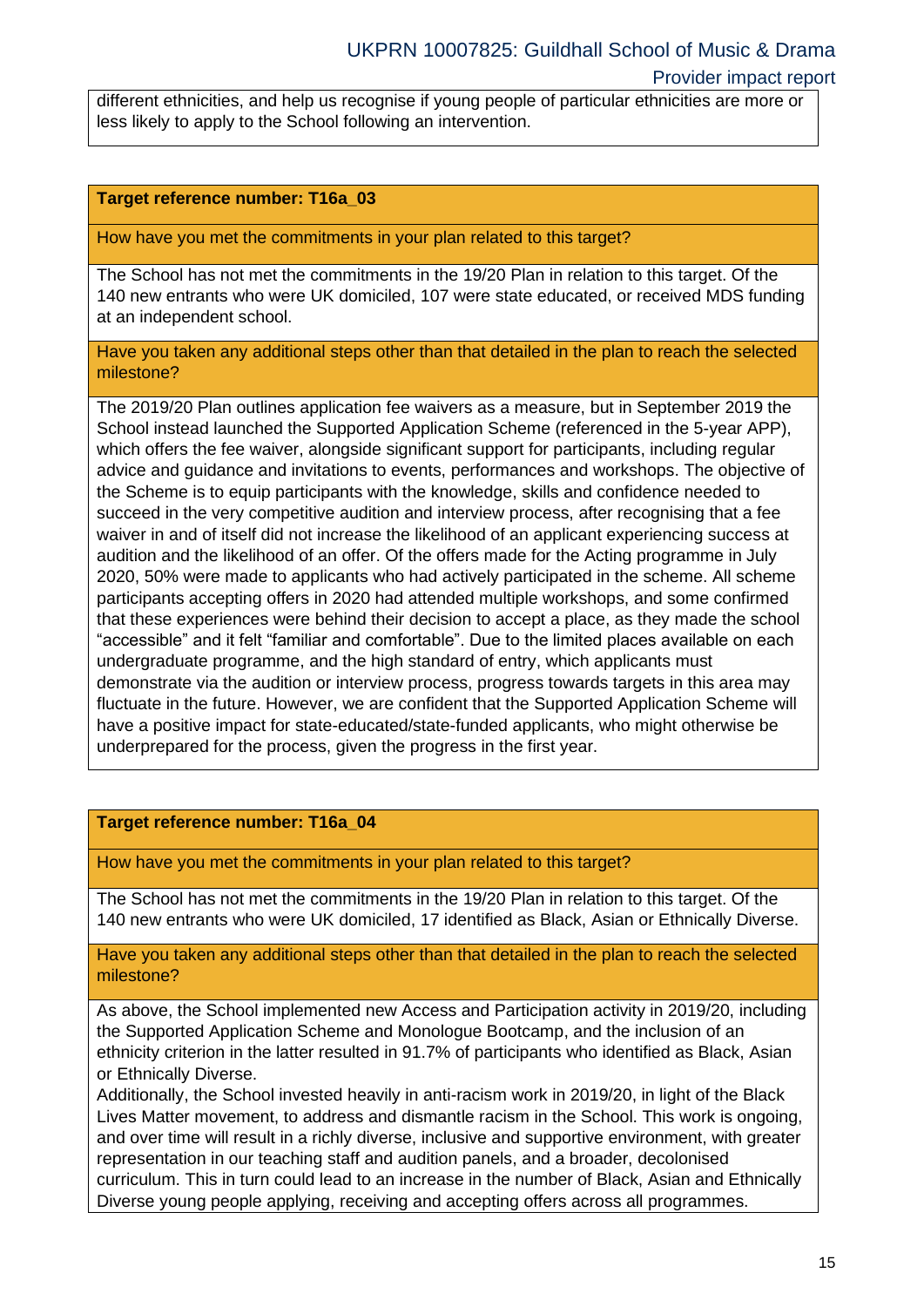different ethnicities, and help us recognise if young people of particular ethnicities are more or less likely to apply to the School following an intervention.

**Target reference number: T16a_03**

How have you met the commitments in your plan related to this target?

The School has not met the commitments in the 19/20 Plan in relation to this target. Of the 140 new entrants who were UK domiciled, 107 were state educated, or received MDS funding at an independent school.

Have you taken any additional steps other than that detailed in the plan to reach the selected milestone?

The 2019/20 Plan outlines application fee waivers as a measure, but in September 2019 the School instead launched the Supported Application Scheme (referenced in the 5-year APP), which offers the fee waiver, alongside significant support for participants, including regular advice and guidance and invitations to events, performances and workshops. The objective of the Scheme is to equip participants with the knowledge, skills and confidence needed to succeed in the very competitive audition and interview process, after recognising that a fee waiver in and of itself did not increase the likelihood of an applicant experiencing success at audition and the likelihood of an offer. Of the offers made for the Acting programme in July 2020, 50% were made to applicants who had actively participated in the scheme. All scheme participants accepting offers in 2020 had attended multiple workshops, and some confirmed that these experiences were behind their decision to accept a place, as they made the school "accessible" and it felt "familiar and comfortable". Due to the limited places available on each undergraduate programme, and the high standard of entry, which applicants must demonstrate via the audition or interview process, progress towards targets in this area may fluctuate in the future. However, we are confident that the Supported Application Scheme will have a positive impact for state-educated/state-funded applicants, who might otherwise be underprepared for the process, given the progress in the first year.

**Target reference number: T16a_04**

How have you met the commitments in your plan related to this target?

The School has not met the commitments in the 19/20 Plan in relation to this target. Of the 140 new entrants who were UK domiciled, 17 identified as Black, Asian or Ethnically Diverse.

Have you taken any additional steps other than that detailed in the plan to reach the selected milestone?

As above, the School implemented new Access and Participation activity in 2019/20, including the Supported Application Scheme and Monologue Bootcamp, and the inclusion of an ethnicity criterion in the latter resulted in 91.7% of participants who identified as Black, Asian or Ethnically Diverse.
Additionally, the School invested heavily in anti-racism work in 2019/20, in light of the Black Lives Matter movement, to address and dismantle racism in the School. This work is ongoing, and over time will result in a richly diverse, inclusive and supportive environment, with greater representation in our teaching staff and audition panels, and a broader, decolonised curriculum. This in turn could lead to an increase in the number of Black, Asian and Ethnically Diverse young people applying, receiving and accepting offers across all programmes.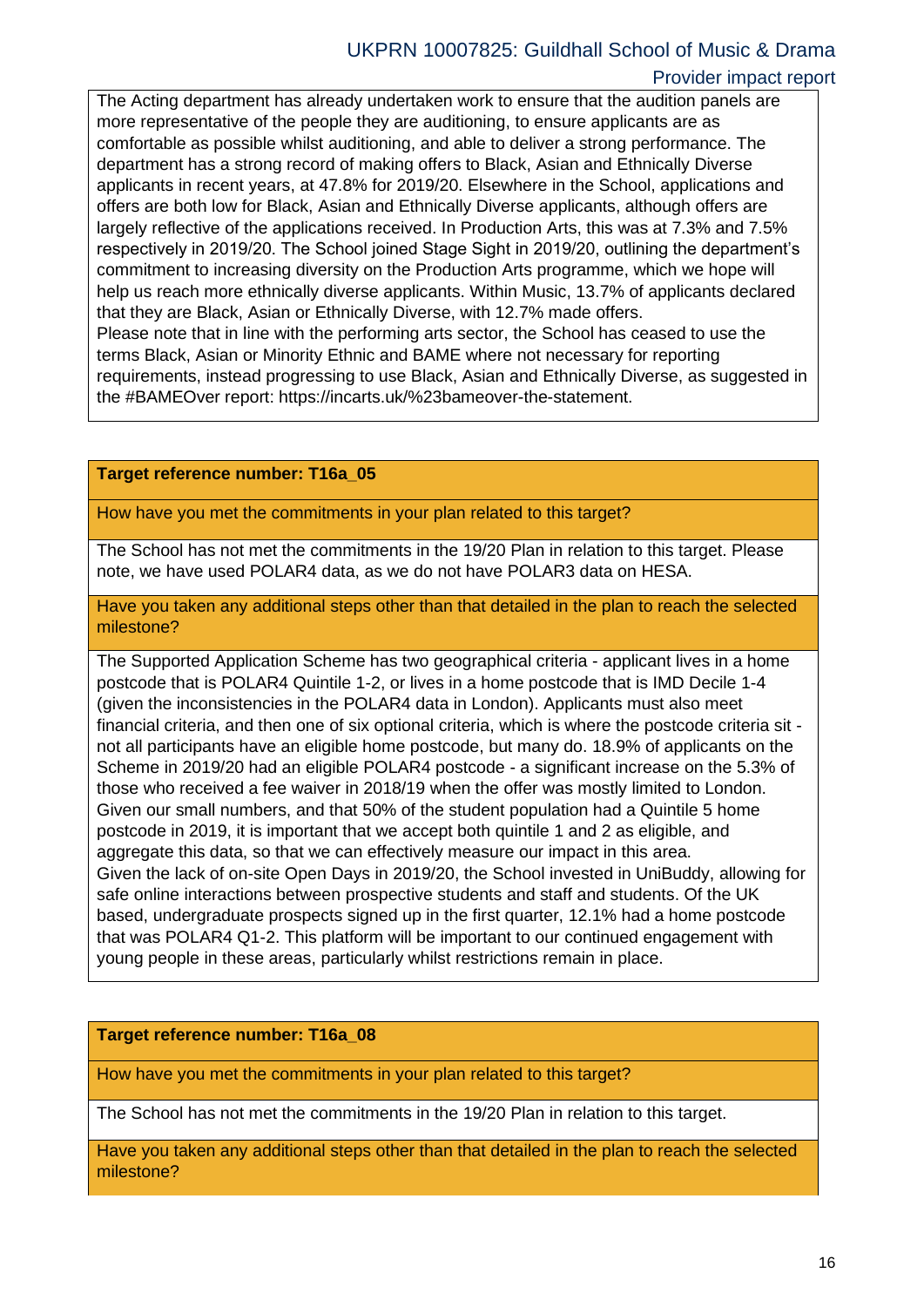The Acting department has already undertaken work to ensure that the audition panels are more representative of the people they are auditioning, to ensure applicants are as comfortable as possible whilst auditioning, and able to deliver a strong performance. The department has a strong record of making offers to Black, Asian and Ethnically Diverse applicants in recent years, at 47.8% for 2019/20. Elsewhere in the School, applications and offers are both low for Black, Asian and Ethnically Diverse applicants, although offers are largely reflective of the applications received. In Production Arts, this was at 7.3% and 7.5% respectively in 2019/20. The School joined Stage Sight in 2019/20, outlining the department's commitment to increasing diversity on the Production Arts programme, which we hope will help us reach more ethnically diverse applicants. Within Music, 13.7% of applicants declared that they are Black, Asian or Ethnically Diverse, with 12.7% made offers.
Please note that in line with the performing arts sector, the School has ceased to use the terms Black, Asian or Minority Ethnic and BAME where not necessary for reporting requirements, instead progressing to use Black, Asian and Ethnically Diverse, as suggested in the #BAMEOver report: https://incarts.uk/%23bameover-the-statement.

**Target reference number: T16a_05**

How have you met the commitments in your plan related to this target?

The School has not met the commitments in the 19/20 Plan in relation to this target. Please note, we have used POLAR4 data, as we do not have POLAR3 data on HESA.

Have you taken any additional steps other than that detailed in the plan to reach the selected milestone?

The Supported Application Scheme has two geographical criteria - applicant lives in a home postcode that is POLAR4 Quintile 1-2, or lives in a home postcode that is IMD Decile 1-4 (given the inconsistencies in the POLAR4 data in London). Applicants must also meet financial criteria, and then one of six optional criteria, which is where the postcode criteria sit - not all participants have an eligible home postcode, but many do. 18.9% of applicants on the Scheme in 2019/20 had an eligible POLAR4 postcode - a significant increase on the 5.3% of those who received a fee waiver in 2018/19 when the offer was mostly limited to London. Given our small numbers, and that 50% of the student population had a Quintile 5 home postcode in 2019, it is important that we accept both quintile 1 and 2 as eligible, and aggregate this data, so that we can effectively measure our impact in this area.
Given the lack of on-site Open Days in 2019/20, the School invested in UniBuddy, allowing for safe online interactions between prospective students and staff and students. Of the UK based, undergraduate prospects signed up in the first quarter, 12.1% had a home postcode that was POLAR4 Q1-2. This platform will be important to our continued engagement with young people in these areas, particularly whilst restrictions remain in place.

**Target reference number: T16a_08**

How have you met the commitments in your plan related to this target?

The School has not met the commitments in the 19/20 Plan in relation to this target.

Have you taken any additional steps other than that detailed in the plan to reach the selected milestone?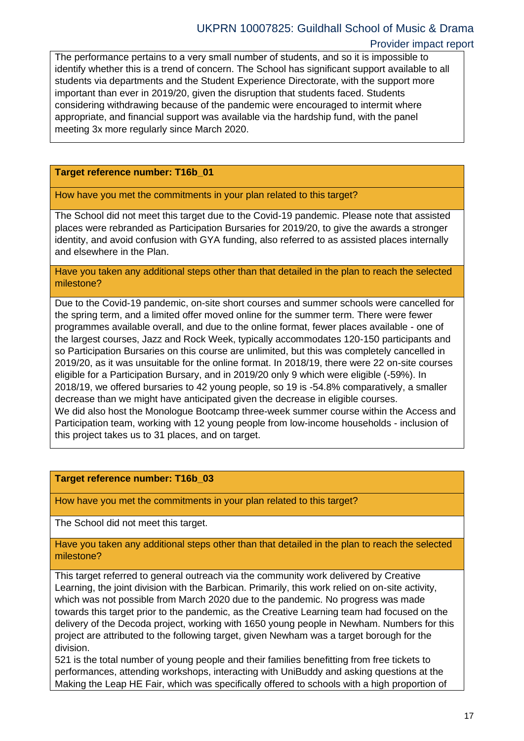The performance pertains to a very small number of students, and so it is impossible to identify whether this is a trend of concern. The School has significant support available to all students via departments and the Student Experience Directorate, with the support more important than ever in 2019/20, given the disruption that students faced. Students considering withdrawing because of the pandemic were encouraged to intermit where appropriate, and financial support was available via the hardship fund, with the panel meeting 3x more regularly since March 2020.

**Target reference number: T16b_01**

How have you met the commitments in your plan related to this target?

The School did not meet this target due to the Covid-19 pandemic. Please note that assisted places were rebranded as Participation Bursaries for 2019/20, to give the awards a stronger identity, and avoid confusion with GYA funding, also referred to as assisted places internally and elsewhere in the Plan.

Have you taken any additional steps other than that detailed in the plan to reach the selected milestone?

Due to the Covid-19 pandemic, on-site short courses and summer schools were cancelled for the spring term, and a limited offer moved online for the summer term. There were fewer programmes available overall, and due to the online format, fewer places available - one of the largest courses, Jazz and Rock Week, typically accommodates 120-150 participants and so Participation Bursaries on this course are unlimited, but this was completely cancelled in 2019/20, as it was unsuitable for the online format. In 2018/19, there were 22 on-site courses eligible for a Participation Bursary, and in 2019/20 only 9 which were eligible (-59%). In 2018/19, we offered bursaries to 42 young people, so 19 is -54.8% comparatively, a smaller decrease than we might have anticipated given the decrease in eligible courses.
We did also host the Monologue Bootcamp three-week summer course within the Access and Participation team, working with 12 young people from low-income households - inclusion of this project takes us to 31 places, and on target.

**Target reference number: T16b_03**

How have you met the commitments in your plan related to this target?

The School did not meet this target.

Have you taken any additional steps other than that detailed in the plan to reach the selected milestone?

This target referred to general outreach via the community work delivered by Creative Learning, the joint division with the Barbican. Primarily, this work relied on on-site activity, which was not possible from March 2020 due to the pandemic. No progress was made towards this target prior to the pandemic, as the Creative Learning team had focused on the delivery of the Decoda project, working with 1650 young people in Newham. Numbers for this project are attributed to the following target, given Newham was a target borough for the division.
521 is the total number of young people and their families benefitting from free tickets to performances, attending workshops, interacting with UniBuddy and asking questions at the Making the Leap HE Fair, which was specifically offered to schools with a high proportion of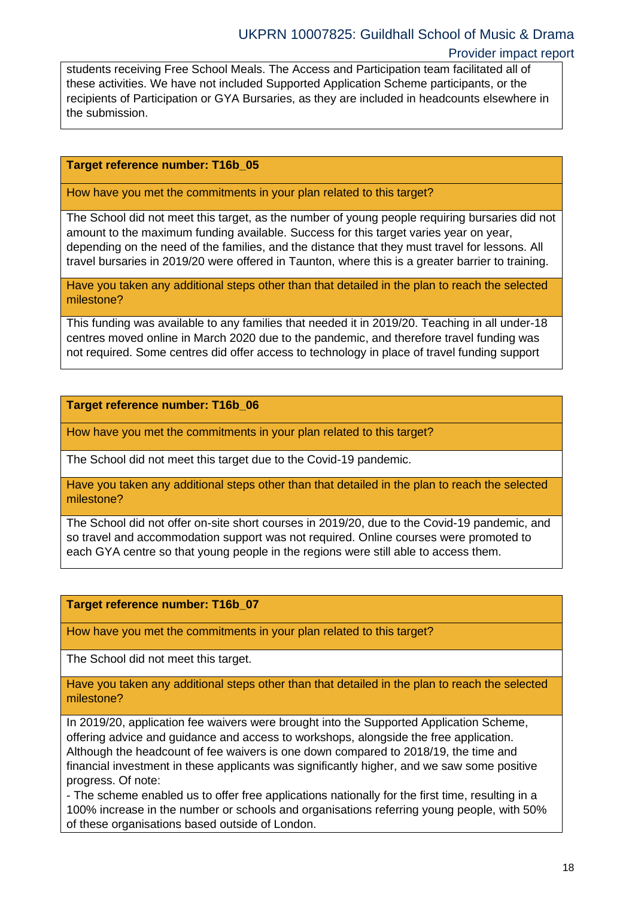students receiving Free School Meals. The Access and Participation team facilitated all of these activities. We have not included Supported Application Scheme participants, or the recipients of Participation or GYA Bursaries, as they are included in headcounts elsewhere in the submission.

**Target reference number: T16b_05**

How have you met the commitments in your plan related to this target?

The School did not meet this target, as the number of young people requiring bursaries did not amount to the maximum funding available. Success for this target varies year on year, depending on the need of the families, and the distance that they must travel for lessons. All travel bursaries in 2019/20 were offered in Taunton, where this is a greater barrier to training.

Have you taken any additional steps other than that detailed in the plan to reach the selected milestone?

This funding was available to any families that needed it in 2019/20. Teaching in all under-18 centres moved online in March 2020 due to the pandemic, and therefore travel funding was not required. Some centres did offer access to technology in place of travel funding support

**Target reference number: T16b_06**

How have you met the commitments in your plan related to this target?

The School did not meet this target due to the Covid-19 pandemic.

Have you taken any additional steps other than that detailed in the plan to reach the selected milestone?

The School did not offer on-site short courses in 2019/20, due to the Covid-19 pandemic, and so travel and accommodation support was not required. Online courses were promoted to each GYA centre so that young people in the regions were still able to access them.

**Target reference number: T16b_07**

How have you met the commitments in your plan related to this target?

The School did not meet this target.

Have you taken any additional steps other than that detailed in the plan to reach the selected milestone?

In 2019/20, application fee waivers were brought into the Supported Application Scheme, offering advice and guidance and access to workshops, alongside the free application. Although the headcount of fee waivers is one down compared to 2018/19, the time and financial investment in these applicants was significantly higher, and we saw some positive progress. Of note:

- The scheme enabled us to offer free applications nationally for the first time, resulting in a 100% increase in the number or schools and organisations referring young people, with 50% of these organisations based outside of London.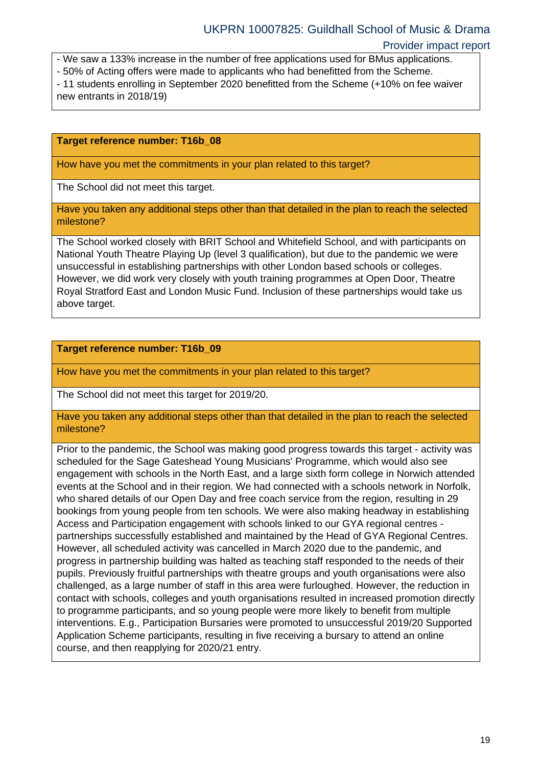- We saw a 133% increase in the number of free applications used for BMus applications.
- 50% of Acting offers were made to applicants who had benefitted from the Scheme.
- 11 students enrolling in September 2020 benefitted from the Scheme (+10% on fee waiver new entrants in 2018/19)

**Target reference number: T16b_08**

How have you met the commitments in your plan related to this target?

The School did not meet this target.

Have you taken any additional steps other than that detailed in the plan to reach the selected milestone?

The School worked closely with BRIT School and Whitefield School, and with participants on National Youth Theatre Playing Up (level 3 qualification), but due to the pandemic we were unsuccessful in establishing partnerships with other London based schools or colleges. However, we did work very closely with youth training programmes at Open Door, Theatre Royal Stratford East and London Music Fund. Inclusion of these partnerships would take us above target.

**Target reference number: T16b_09**

How have you met the commitments in your plan related to this target?

The School did not meet this target for 2019/20.

Have you taken any additional steps other than that detailed in the plan to reach the selected milestone?

Prior to the pandemic, the School was making good progress towards this target - activity was scheduled for the Sage Gateshead Young Musicians' Programme, which would also see engagement with schools in the North East, and a large sixth form college in Norwich attended events at the School and in their region. We had connected with a schools network in Norfolk, who shared details of our Open Day and free coach service from the region, resulting in 29 bookings from young people from ten schools. We were also making headway in establishing Access and Participation engagement with schools linked to our GYA regional centres - partnerships successfully established and maintained by the Head of GYA Regional Centres. However, all scheduled activity was cancelled in March 2020 due to the pandemic, and progress in partnership building was halted as teaching staff responded to the needs of their pupils. Previously fruitful partnerships with theatre groups and youth organisations were also challenged, as a large number of staff in this area were furloughed. However, the reduction in contact with schools, colleges and youth organisations resulted in increased promotion directly to programme participants, and so young people were more likely to benefit from multiple interventions. E.g., Participation Bursaries were promoted to unsuccessful 2019/20 Supported Application Scheme participants, resulting in five receiving a bursary to attend an online course, and then reapplying for 2020/21 entry.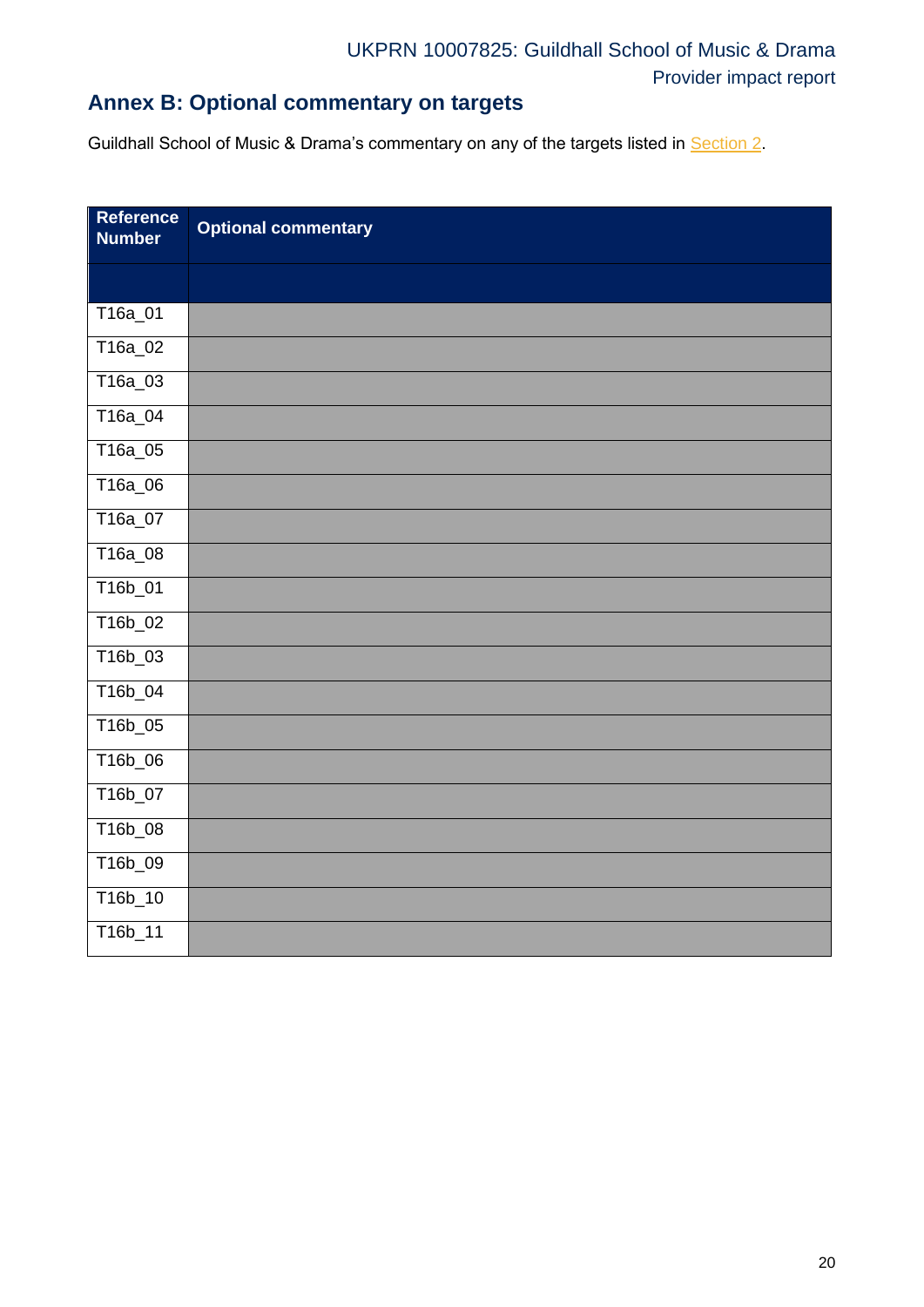## Annex B: Optional commentary on targets

Guildhall School of Music & Drama's commentary on any of the targets listed in Section 2.

| Reference Number | Optional commentary |
|---|---|
| | |
| T16a_01 | |
| T16a_02 | |
| T16a_03 | |
| T16a_04 | |
| T16a_05 | |
| T16a_06 | |
| T16a_07 | |
| T16a_08 | |
| T16b_01 | |
| T16b_02 | |
| T16b_03 | |
| T16b_04 | |
| T16b_05 | |
| T16b_06 | |
| T16b_07 | |
| T16b_08 | |
| T16b_09 | |
| T16b_10 | |
| T16b_11 | |